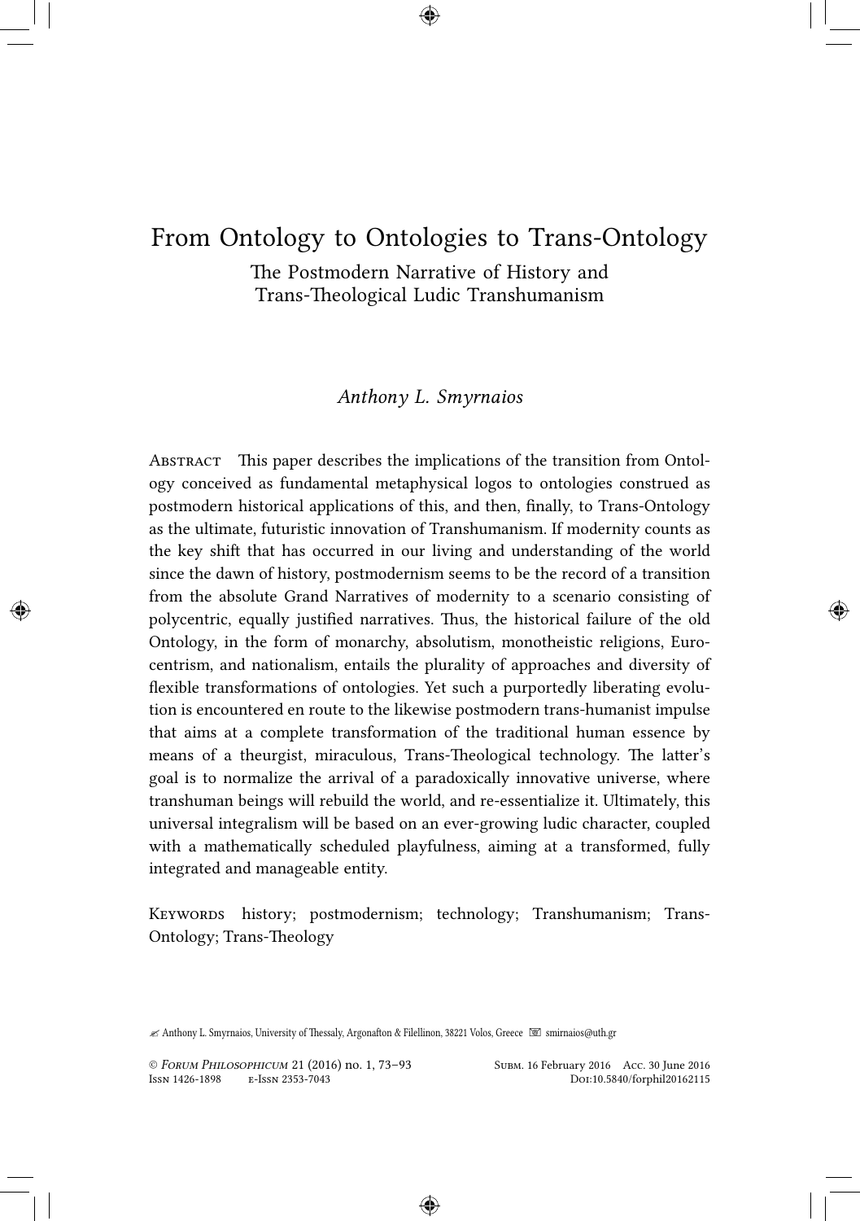# From Ontology to Ontologies to Trans-Ontology

## The Postmodern Narrative of History and Trans-Theological Ludic Transhumanism

*Anthony L. Smyrnaios*

Abstract This paper describes the implications of the transition from Ontology conceived as fundamental metaphysical logos to ontologies construed as postmodern historical applications of this, and then, finally, to Trans-Ontology as the ultimate, futuristic innovation of Transhumanism. If modernity counts as the key shift that has occurred in our living and understanding of the world since the dawn of history, postmodernism seems to be the record of a transition from the absolute Grand Narratives of modernity to a scenario consisting of polycentric, equally justified narratives. Thus, the historical failure of the old Ontology, in the form of monarchy, absolutism, monotheistic religions, Eurocentrism, and nationalism, entails the plurality of approaches and diversity of flexible transformations of ontologies. Yet such a purportedly liberating evolution is encountered en route to the likewise postmodern trans-humanist impulse that aims at a complete transformation of the traditional human essence by means of a theurgist, miraculous, Trans-Theological technology. The latter's goal is to normalize the arrival of a paradoxically innovative universe, where transhuman beings will rebuild the world, and re-essentialize it. Ultimately, this universal integralism will be based on an ever-growing ludic character, coupled with a mathematically scheduled playfulness, aiming at a transformed, fully integrated and manageable entity.

Keywords history; postmodernism; technology; Transhumanism; Trans-Ontology; Trans-Theology

✍ Anthony L. Smyrnaios, University of Thessaly, Argonafton & Filellinon, 38221 Volos, Greece ✉ smirnaios@uth.gr

© *Forum Philosophicum* 21 (2016) no. 1, 73–93 Subm. 16 February 2016 Acc. 30 June 2016
Issn 1426-1898 e-Issn 2353-7043 Doi:10.5840/forphil20162115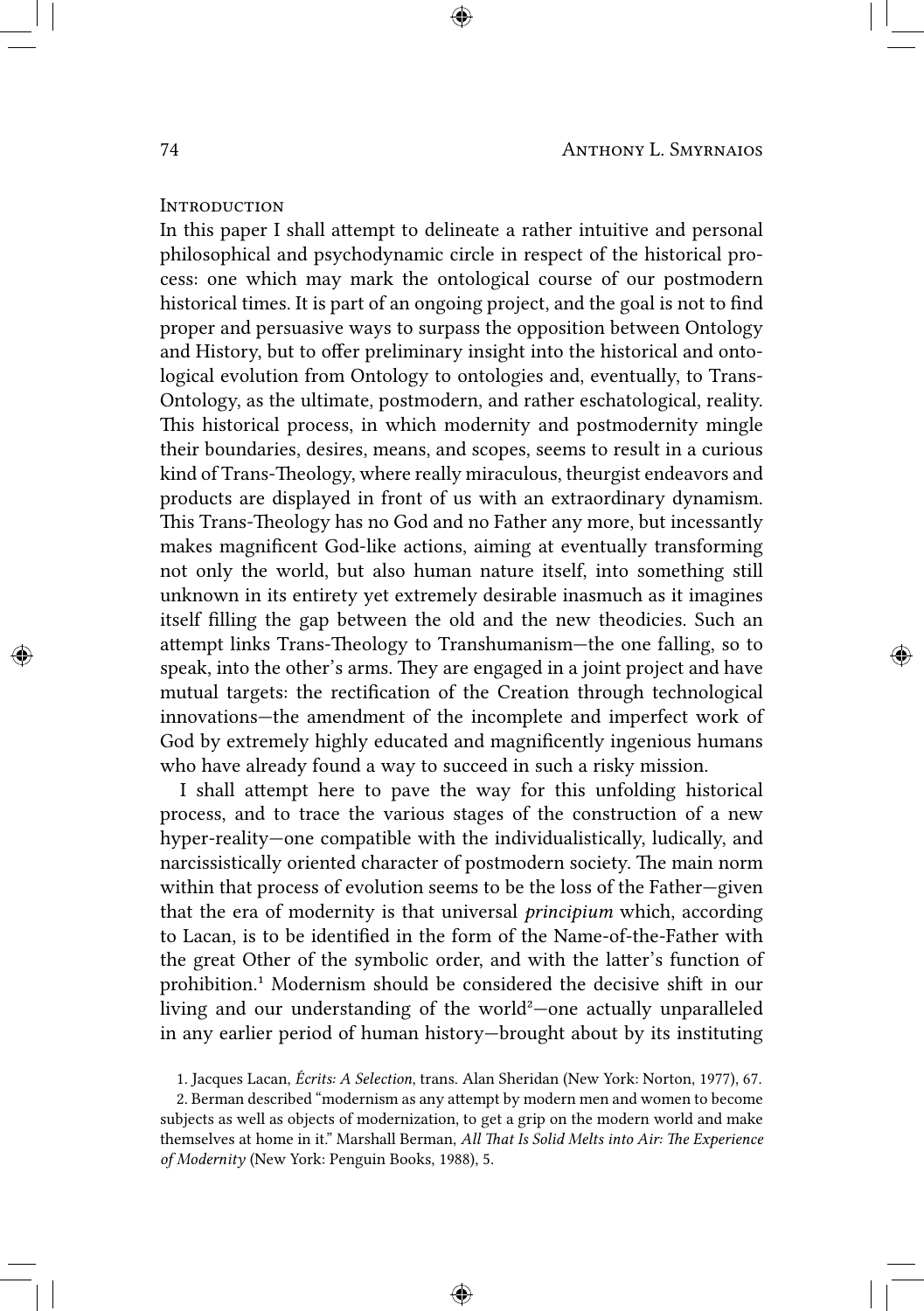## Introduction

In this paper I shall attempt to delineate a rather intuitive and personal philosophical and psychodynamic circle in respect of the historical process: one which may mark the ontological course of our postmodern historical times. It is part of an ongoing project, and the goal is not to find proper and persuasive ways to surpass the opposition between Ontology and History, but to offer preliminary insight into the historical and ontological evolution from Ontology to ontologies and, eventually, to Trans-Ontology, as the ultimate, postmodern, and rather eschatological, reality. This historical process, in which modernity and postmodernity mingle their boundaries, desires, means, and scopes, seems to result in a curious kind of Trans-Theology, where really miraculous, theurgist endeavors and products are displayed in front of us with an extraordinary dynamism. This Trans-Theology has no God and no Father any more, but incessantly makes magnificent God-like actions, aiming at eventually transforming not only the world, but also human nature itself, into something still unknown in its entirety yet extremely desirable inasmuch as it imagines itself filling the gap between the old and the new theodicies. Such an attempt links Trans-Theology to Transhumanism—the one falling, so to speak, into the other's arms. They are engaged in a joint project and have mutual targets: the rectification of the Creation through technological innovations—the amendment of the incomplete and imperfect work of God by extremely highly educated and magnificently ingenious humans who have already found a way to succeed in such a risky mission.

I shall attempt here to pave the way for this unfolding historical process, and to trace the various stages of the construction of a new hyper-reality—one compatible with the individualistically, ludically, and narcissistically oriented character of postmodern society. The main norm within that process of evolution seems to be the loss of the Father—given that the era of modernity is that universal *principium* which, according to Lacan, is to be identified in the form of the Name-of-the-Father with the great Other of the symbolic order, and with the latter's function of prohibition.[1] Modernism should be considered the decisive shift in our living and our understanding of the world[2]—one actually unparalleled in any earlier period of human history—brought about by its instituting

1. Jacques Lacan, *Écrits: A Selection*, trans. Alan Sheridan (New York: Norton, 1977), 67.

2. Berman described "modernism as any attempt by modern men and women to become subjects as well as objects of modernization, to get a grip on the modern world and make themselves at home in it." Marshall Berman, *All That Is Solid Melts into Air: The Experience of Modernity* (New York: Penguin Books, 1988), 5.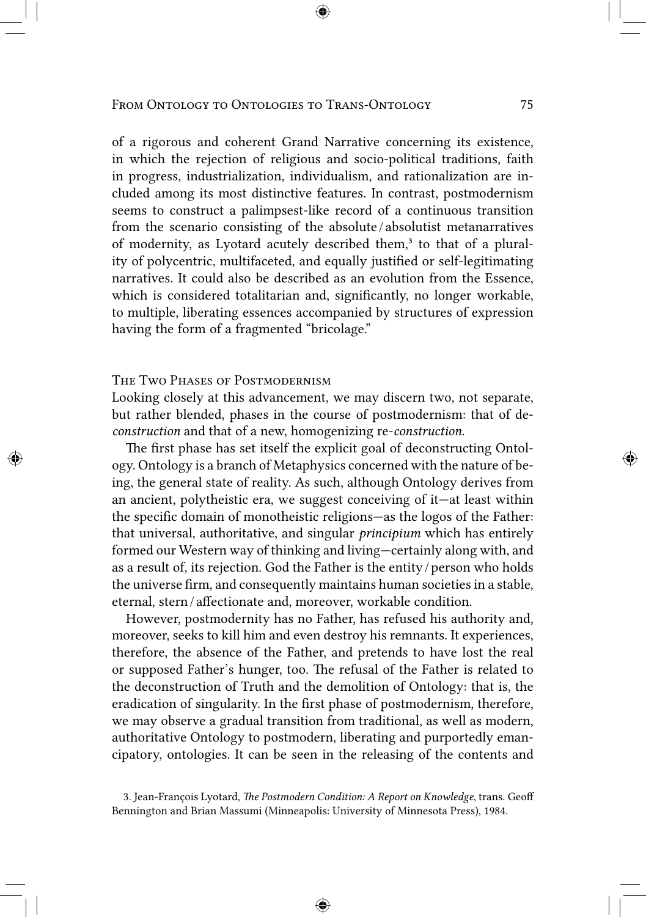of a rigorous and coherent Grand Narrative concerning its existence, in which the rejection of religious and socio-political traditions, faith in progress, industrialization, individualism, and rationalization are included among its most distinctive features. In contrast, postmodernism seems to construct a palimpsest-like record of a continuous transition from the scenario consisting of the absolute/absolutist metanarratives of modernity, as Lyotard acutely described them,[3] to that of a plurality of polycentric, multifaceted, and equally justified or self-legitimating narratives. It could also be described as an evolution from the Essence, which is considered totalitarian and, significantly, no longer workable, to multiple, liberating essences accompanied by structures of expression having the form of a fragmented "bricolage."

## The Two Phases of Postmodernism

Looking closely at this advancement, we may discern two, not separate, but rather blended, phases in the course of postmodernism: that of de-*construction* and that of a new, homogenizing re-*construction*.

The first phase has set itself the explicit goal of deconstructing Ontology. Ontology is a branch of Metaphysics concerned with the nature of being, the general state of reality. As such, although Ontology derives from an ancient, polytheistic era, we suggest conceiving of it—at least within the specific domain of monotheistic religions—as the logos of the Father: that universal, authoritative, and singular *principium* which has entirely formed our Western way of thinking and living—certainly along with, and as a result of, its rejection. God the Father is the entity/person who holds the universe firm, and consequently maintains human societies in a stable, eternal, stern/affectionate and, moreover, workable condition.

However, postmodernity has no Father, has refused his authority and, moreover, seeks to kill him and even destroy his remnants. It experiences, therefore, the absence of the Father, and pretends to have lost the real or supposed Father's hunger, too. The refusal of the Father is related to the deconstruction of Truth and the demolition of Ontology: that is, the eradication of singularity. In the first phase of postmodernism, therefore, we may observe a gradual transition from traditional, as well as modern, authoritative Ontology to postmodern, liberating and purportedly emancipatory, ontologies. It can be seen in the releasing of the contents and

3. Jean-François Lyotard, *The Postmodern Condition: A Report on Knowledge*, trans. Geoff Bennington and Brian Massumi (Minneapolis: University of Minnesota Press), 1984.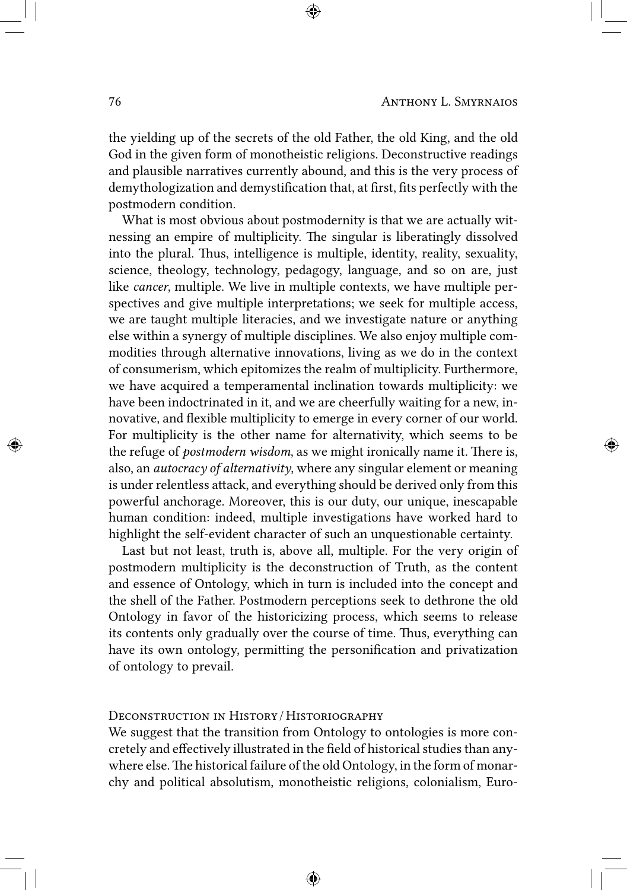the yielding up of the secrets of the old Father, the old King, and the old God in the given form of monotheistic religions. Deconstructive readings and plausible narratives currently abound, and this is the very process of demythologization and demystification that, at first, fits perfectly with the postmodern condition.

What is most obvious about postmodernity is that we are actually witnessing an empire of multiplicity. The singular is liberatingly dissolved into the plural. Thus, intelligence is multiple, identity, reality, sexuality, science, theology, technology, pedagogy, language, and so on are, just like *cancer*, multiple. We live in multiple contexts, we have multiple perspectives and give multiple interpretations; we seek for multiple access, we are taught multiple literacies, and we investigate nature or anything else within a synergy of multiple disciplines. We also enjoy multiple commodities through alternative innovations, living as we do in the context of consumerism, which epitomizes the realm of multiplicity. Furthermore, we have acquired a temperamental inclination towards multiplicity: we have been indoctrinated in it, and we are cheerfully waiting for a new, innovative, and flexible multiplicity to emerge in every corner of our world. For multiplicity is the other name for alternativity, which seems to be the refuge of *postmodern wisdom*, as we might ironically name it. There is, also, an *autocracy of alternativity*, where any singular element or meaning is under relentless attack, and everything should be derived only from this powerful anchorage. Moreover, this is our duty, our unique, inescapable human condition: indeed, multiple investigations have worked hard to highlight the self-evident character of such an unquestionable certainty.

Last but not least, truth is, above all, multiple. For the very origin of postmodern multiplicity is the deconstruction of Truth, as the content and essence of Ontology, which in turn is included into the concept and the shell of the Father. Postmodern perceptions seek to dethrone the old Ontology in favor of the historicizing process, which seems to release its contents only gradually over the course of time. Thus, everything can have its own ontology, permitting the personification and privatization of ontology to prevail.

## Deconstruction in History / Historiography

We suggest that the transition from Ontology to ontologies is more concretely and effectively illustrated in the field of historical studies than anywhere else. The historical failure of the old Ontology, in the form of monarchy and political absolutism, monotheistic religions, colonialism, Euro-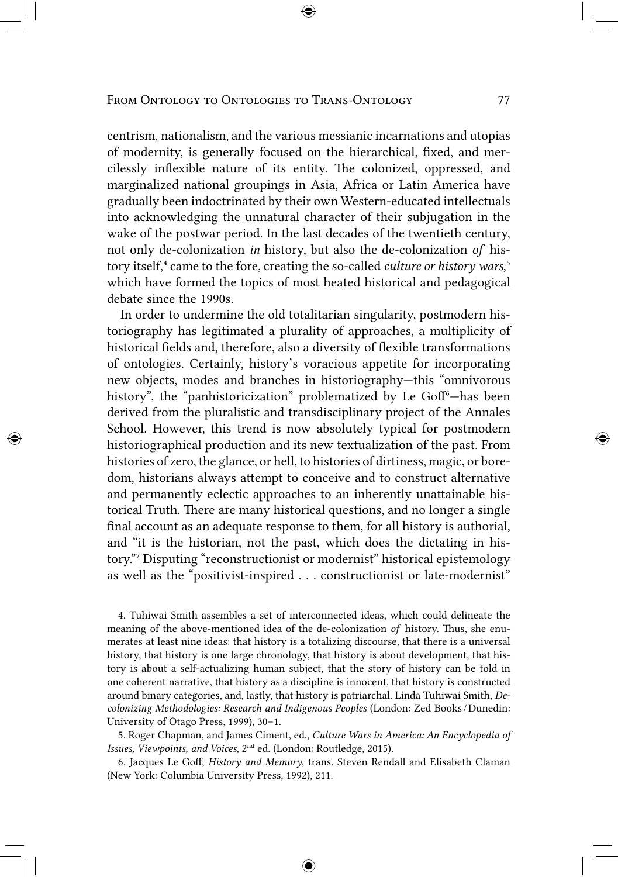centrism, nationalism, and the various messianic incarnations and utopias of modernity, is generally focused on the hierarchical, fixed, and mercilessly inflexible nature of its entity. The colonized, oppressed, and marginalized national groupings in Asia, Africa or Latin America have gradually been indoctrinated by their own Western-educated intellectuals into acknowledging the unnatural character of their subjugation in the wake of the postwar period. In the last decades of the twentieth century, not only de-colonization *in* history, but also the de-colonization *of* history itself,[4] came to the fore, creating the so-called *culture or history wars*,[5] which have formed the topics of most heated historical and pedagogical debate since the 1990s.

In order to undermine the old totalitarian singularity, postmodern historiography has legitimated a plurality of approaches, a multiplicity of historical fields and, therefore, also a diversity of flexible transformations of ontologies. Certainly, history's voracious appetite for incorporating new objects, modes and branches in historiography—this "omnivorous history", the "panhistoricization" problematized by Le Goff[6]—has been derived from the pluralistic and transdisciplinary project of the Annales School. However, this trend is now absolutely typical for postmodern historiographical production and its new textualization of the past. From histories of zero, the glance, or hell, to histories of dirtiness, magic, or boredom, historians always attempt to conceive and to construct alternative and permanently eclectic approaches to an inherently unattainable historical Truth. There are many historical questions, and no longer a single final account as an adequate response to them, for all history is authorial, and "it is the historian, not the past, which does the dictating in history."[7] Disputing "reconstructionist or modernist" historical epistemology as well as the "positivist-inspired . . . constructionist or late-modernist"

4. Tuhiwai Smith assembles a set of interconnected ideas, which could delineate the meaning of the above-mentioned idea of the de-colonization *of* history. Thus, she enumerates at least nine ideas: that history is a totalizing discourse, that there is a universal history, that history is one large chronology, that history is about development, that history is about a self-actualizing human subject, that the story of history can be told in one coherent narrative, that history as a discipline is innocent, that history is constructed around binary categories, and, lastly, that history is patriarchal. Linda Tuhiwai Smith, *Decolonizing Methodologies: Research and Indigenous Peoples* (London: Zed Books / Dunedin: University of Otago Press, 1999), 30–1.

5. Roger Chapman, and James Ciment, ed., *Culture Wars in America: An Encyclopedia of Issues, Viewpoints, and Voices*, 2nd ed. (London: Routledge, 2015).

6. Jacques Le Goff, *History and Memory*, trans. Steven Rendall and Elisabeth Claman (New York: Columbia University Press, 1992), 211.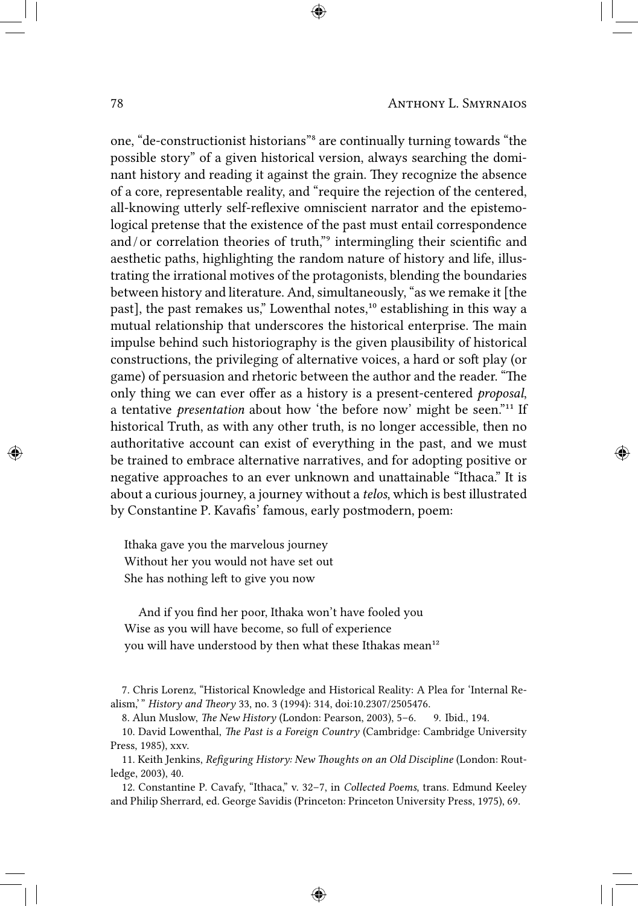one, "de-constructionist historians"[8] are continually turning towards "the possible story" of a given historical version, always searching the dominant history and reading it against the grain. They recognize the absence of a core, representable reality, and "require the rejection of the centered, all-knowing utterly self-reflexive omniscient narrator and the epistemological pretense that the existence of the past must entail correspondence and/or correlation theories of truth,"[9] intermingling their scientific and aesthetic paths, highlighting the random nature of history and life, illustrating the irrational motives of the protagonists, blending the boundaries between history and literature. And, simultaneously, "as we remake it [the past], the past remakes us," Lowenthal notes,[10] establishing in this way a mutual relationship that underscores the historical enterprise. The main impulse behind such historiography is the given plausibility of historical constructions, the privileging of alternative voices, a hard or soft play (or game) of persuasion and rhetoric between the author and the reader. "The only thing we can ever offer as a history is a present-centered *proposal*, a tentative *presentation* about how 'the before now' might be seen."[11] If historical Truth, as with any other truth, is no longer accessible, then no authoritative account can exist of everything in the past, and we must be trained to embrace alternative narratives, and for adopting positive or negative approaches to an ever unknown and unattainable "Ithaca." It is about a curious journey, a journey without a *telos*, which is best illustrated by Constantine P. Kavafis' famous, early postmodern, poem:

> Ithaka gave you the marvelous journey
> Without her you would not have set out
> She has nothing left to give you now
>
> And if you find her poor, Ithaka won't have fooled you
> Wise as you will have become, so full of experience
> you will have understood by then what these Ithakas mean[12]

7. Chris Lorenz, "Historical Knowledge and Historical Reality: A Plea for 'Internal Realism,'" *History and Theory* 33, no. 3 (1994): 314, doi:10.2307/2505476.

8. Alun Muslow, *The New History* (London: Pearson, 2003), 5–6.

9. Ibid., 194.

10. David Lowenthal, *The Past is a Foreign Country* (Cambridge: Cambridge University Press, 1985), xxv.

11. Keith Jenkins, *Refiguring History: New Thoughts on an Old Discipline* (London: Routledge, 2003), 40.

12. Constantine P. Cavafy, "Ithaca," v. 32–7, in *Collected Poems*, trans. Edmund Keeley and Philip Sherrard, ed. George Savidis (Princeton: Princeton University Press, 1975), 69.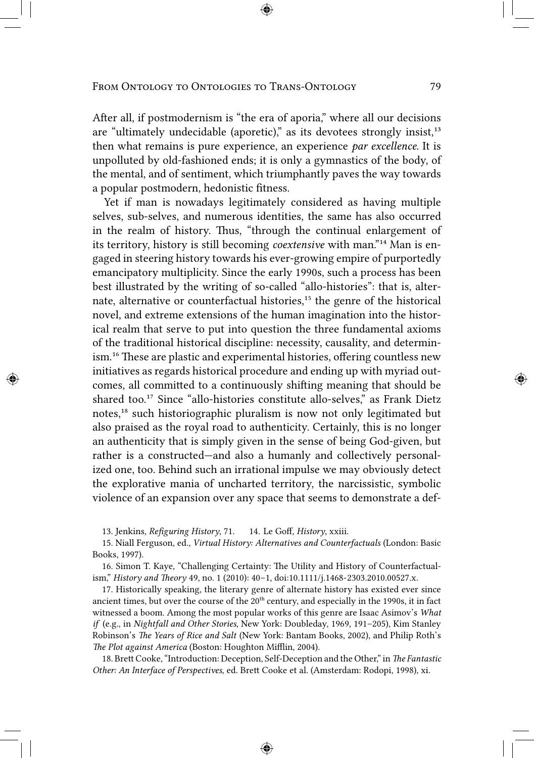After all, if postmodernism is "the era of aporia," where all our decisions are "ultimately undecidable (aporetic)," as its devotees strongly insist,[13] then what remains is pure experience, an experience *par excellence*. It is unpolluted by old-fashioned ends; it is only a gymnastics of the body, of the mental, and of sentiment, which triumphantly paves the way towards a popular postmodern, hedonistic fitness.

Yet if man is nowadays legitimately considered as having multiple selves, sub-selves, and numerous identities, the same has also occurred in the realm of history. Thus, "through the continual enlargement of its territory, history is still becoming *coextensive* with man."[14] Man is engaged in steering history towards his ever-growing empire of purportedly emancipatory multiplicity. Since the early 1990s, such a process has been best illustrated by the writing of so-called "allo-histories": that is, alternate, alternative or counterfactual histories,[15] the genre of the historical novel, and extreme extensions of the human imagination into the historical realm that serve to put into question the three fundamental axioms of the traditional historical discipline: necessity, causality, and determinism.[16] These are plastic and experimental histories, offering countless new initiatives as regards historical procedure and ending up with myriad outcomes, all committed to a continuously shifting meaning that should be shared too.[17] Since "allo-histories constitute allo-selves," as Frank Dietz notes,[18] such historiographic pluralism is now not only legitimated but also praised as the royal road to authenticity. Certainly, this is no longer an authenticity that is simply given in the sense of being God-given, but rather is a constructed—and also a humanly and collectively personalized one, too. Behind such an irrational impulse we may obviously detect the explorative mania of uncharted territory, the narcissistic, symbolic violence of an expansion over any space that seems to demonstrate a def-

13. Jenkins, *Refiguring History*, 71. 14. Le Goff, *History*, xxiii.

15. Niall Ferguson, ed., *Virtual History: Alternatives and Counterfactuals* (London: Basic Books, 1997).

16. Simon T. Kaye, "Challenging Certainty: The Utility and History of Counterfactualism," *History and Theory* 49, no. 1 (2010): 40–1, doi:10.1111/j.1468-2303.2010.00527.x.

17. Historically speaking, the literary genre of alternate history has existed ever since ancient times, but over the course of the 20th century, and especially in the 1990s, it in fact witnessed a boom. Among the most popular works of this genre are Isaac Asimov's *What if* (e.g., in *Nightfall and Other Stories*, New York: Doubleday, 1969, 191–205), Kim Stanley Robinson's *The Years of Rice and Salt* (New York: Bantam Books, 2002), and Philip Roth's *The Plot against America* (Boston: Houghton Mifflin, 2004).

18. Brett Cooke, "Introduction: Deception, Self-Deception and the Other," in *The Fantastic Other: An Interface of Perspectives*, ed. Brett Cooke et al. (Amsterdam: Rodopi, 1998), xi.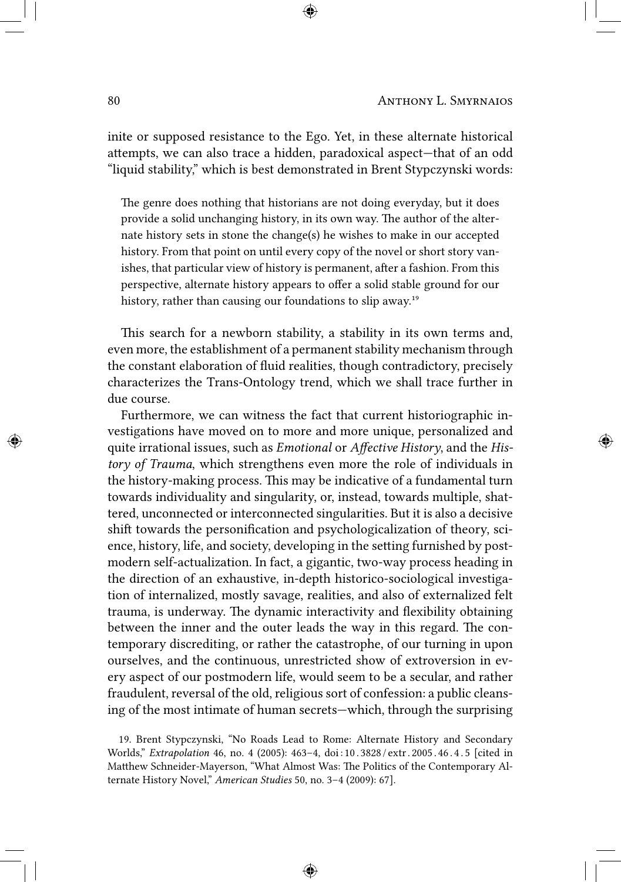inite or supposed resistance to the Ego. Yet, in these alternate historical attempts, we can also trace a hidden, paradoxical aspect—that of an odd "liquid stability," which is best demonstrated in Brent Stypczynski words:

> The genre does nothing that historians are not doing everyday, but it does provide a solid unchanging history, in its own way. The author of the alternate history sets in stone the change(s) he wishes to make in our accepted history. From that point on until every copy of the novel or short story vanishes, that particular view of history is permanent, after a fashion. From this perspective, alternate history appears to offer a solid stable ground for our history, rather than causing our foundations to slip away.[19]

This search for a newborn stability, a stability in its own terms and, even more, the establishment of a permanent stability mechanism through the constant elaboration of fluid realities, though contradictory, precisely characterizes the Trans-Ontology trend, which we shall trace further in due course.

Furthermore, we can witness the fact that current historiographic investigations have moved on to more and more unique, personalized and quite irrational issues, such as *Emotional* or *Affective History*, and the *History of Trauma*, which strengthens even more the role of individuals in the history-making process. This may be indicative of a fundamental turn towards individuality and singularity, or, instead, towards multiple, shattered, unconnected or interconnected singularities. But it is also a decisive shift towards the personification and psychologicalization of theory, science, history, life, and society, developing in the setting furnished by postmodern self-actualization. In fact, a gigantic, two-way process heading in the direction of an exhaustive, in-depth historico-sociological investigation of internalized, mostly savage, realities, and also of externalized felt trauma, is underway. The dynamic interactivity and flexibility obtaining between the inner and the outer leads the way in this regard. The contemporary discrediting, or rather the catastrophe, of our turning in upon ourselves, and the continuous, unrestricted show of extroversion in every aspect of our postmodern life, would seem to be a secular, and rather fraudulent, reversal of the old, religious sort of confession: a public cleansing of the most intimate of human secrets—which, through the surprising

19. Brent Stypczynski, "No Roads Lead to Rome: Alternate History and Secondary Worlds," *Extrapolation* 46, no. 4 (2005): 463–4, doi:10.3828/extr.2005.46.4.5 [cited in Matthew Schneider-Mayerson, "What Almost Was: The Politics of the Contemporary Alternate History Novel," *American Studies* 50, no. 3–4 (2009): 67].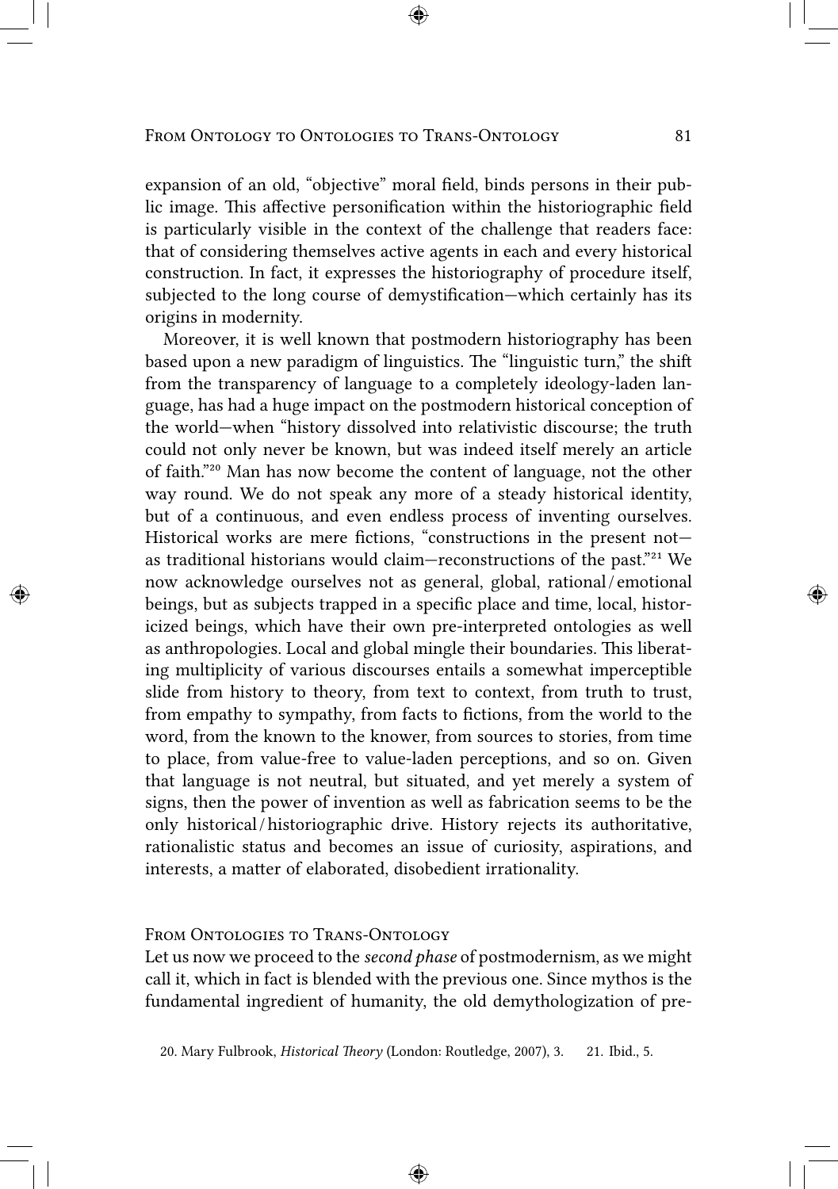expansion of an old, "objective" moral field, binds persons in their public image. This affective personification within the historiographic field is particularly visible in the context of the challenge that readers face: that of considering themselves active agents in each and every historical construction. In fact, it expresses the historiography of procedure itself, subjected to the long course of demystification—which certainly has its origins in modernity.

Moreover, it is well known that postmodern historiography has been based upon a new paradigm of linguistics. The "linguistic turn," the shift from the transparency of language to a completely ideology-laden language, has had a huge impact on the postmodern historical conception of the world—when "history dissolved into relativistic discourse; the truth could not only never be known, but was indeed itself merely an article of faith."[20] Man has now become the content of language, not the other way round. We do not speak any more of a steady historical identity, but of a continuous, and even endless process of inventing ourselves. Historical works are mere fictions, "constructions in the present not—as traditional historians would claim—reconstructions of the past."[21] We now acknowledge ourselves not as general, global, rational / emotional beings, but as subjects trapped in a specific place and time, local, historicized beings, which have their own pre-interpreted ontologies as well as anthropologies. Local and global mingle their boundaries. This liberating multiplicity of various discourses entails a somewhat imperceptible slide from history to theory, from text to context, from truth to trust, from empathy to sympathy, from facts to fictions, from the world to the word, from the known to the knower, from sources to stories, from time to place, from value-free to value-laden perceptions, and so on. Given that language is not neutral, but situated, and yet merely a system of signs, then the power of invention as well as fabrication seems to be the only historical / historiographic drive. History rejects its authoritative, rationalistic status and becomes an issue of curiosity, aspirations, and interests, a matter of elaborated, disobedient irrationality.

## From Ontologies to Trans-Ontology

Let us now we proceed to the *second phase* of postmodernism, as we might call it, which in fact is blended with the previous one. Since mythos is the fundamental ingredient of humanity, the old demythologization of pre-

20. Mary Fulbrook, *Historical Theory* (London: Routledge, 2007), 3.
21. Ibid., 5.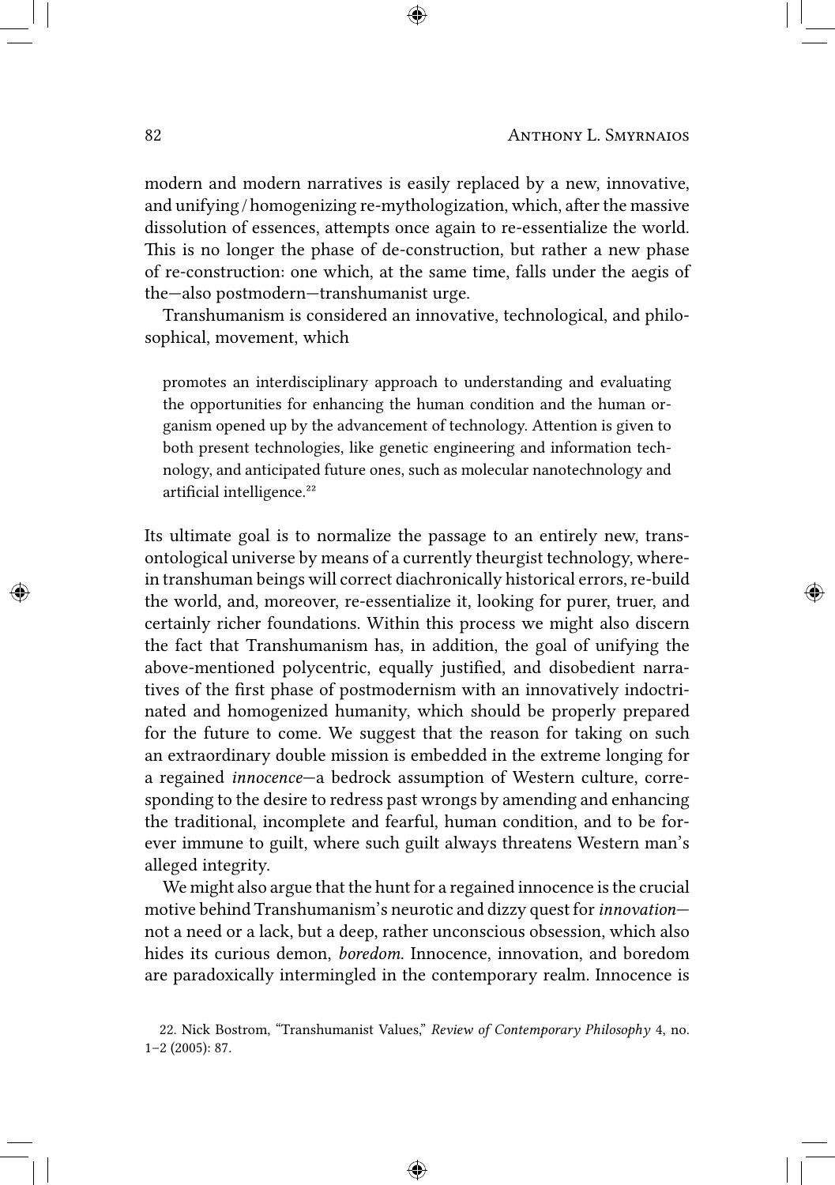modern and modern narratives is easily replaced by a new, innovative, and unifying / homogenizing re-mythologization, which, after the massive dissolution of essences, attempts once again to re-essentialize the world. This is no longer the phase of de-construction, but rather a new phase of re-construction: one which, at the same time, falls under the aegis of the—also postmodern—transhumanist urge.

Transhumanism is considered an innovative, technological, and philosophical, movement, which

> promotes an interdisciplinary approach to understanding and evaluating the opportunities for enhancing the human condition and the human organism opened up by the advancement of technology. Attention is given to both present technologies, like genetic engineering and information technology, and anticipated future ones, such as molecular nanotechnology and artificial intelligence.[22]

Its ultimate goal is to normalize the passage to an entirely new, trans-ontological universe by means of a currently theurgist technology, wherein transhuman beings will correct diachronically historical errors, re-build the world, and, moreover, re-essentialize it, looking for purer, truer, and certainly richer foundations. Within this process we might also discern the fact that Transhumanism has, in addition, the goal of unifying the above-mentioned polycentric, equally justified, and disobedient narratives of the first phase of postmodernism with an innovatively indoctrinated and homogenized humanity, which should be properly prepared for the future to come. We suggest that the reason for taking on such an extraordinary double mission is embedded in the extreme longing for a regained *innocence*—a bedrock assumption of Western culture, corresponding to the desire to redress past wrongs by amending and enhancing the traditional, incomplete and fearful, human condition, and to be forever immune to guilt, where such guilt always threatens Western man's alleged integrity.

We might also argue that the hunt for a regained innocence is the crucial motive behind Transhumanism's neurotic and dizzy quest for *innovation*—not a need or a lack, but a deep, rather unconscious obsession, which also hides its curious demon, *boredom*. Innocence, innovation, and boredom are paradoxically intermingled in the contemporary realm. Innocence is

22. Nick Bostrom, "Transhumanist Values," *Review of Contemporary Philosophy* 4, no. 1–2 (2005): 87.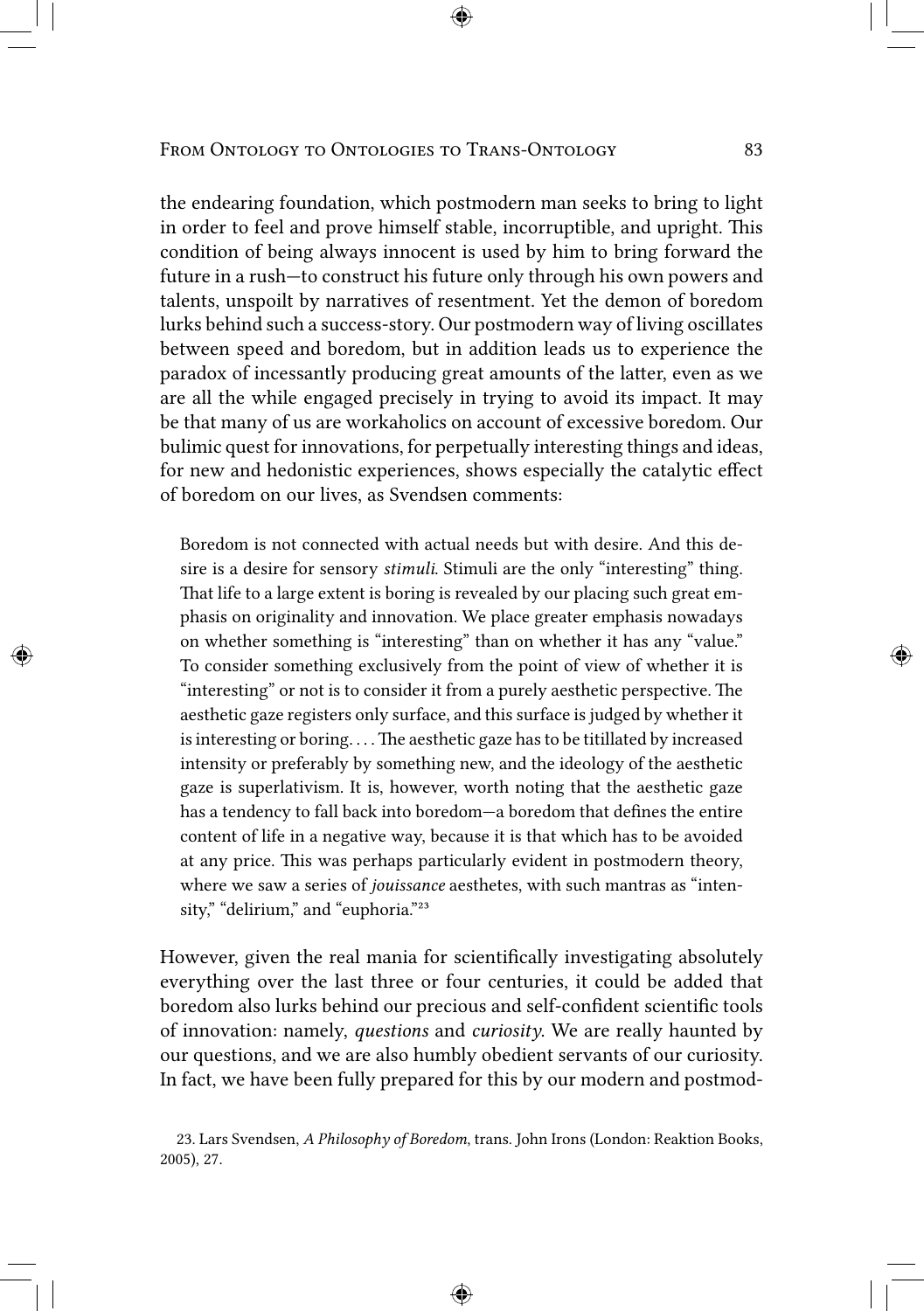the endearing foundation, which postmodern man seeks to bring to light in order to feel and prove himself stable, incorruptible, and upright. This condition of being always innocent is used by him to bring forward the future in a rush—to construct his future only through his own powers and talents, unspoilt by narratives of resentment. Yet the demon of boredom lurks behind such a success-story. Our postmodern way of living oscillates between speed and boredom, but in addition leads us to experience the paradox of incessantly producing great amounts of the latter, even as we are all the while engaged precisely in trying to avoid its impact. It may be that many of us are workaholics on account of excessive boredom. Our bulimic quest for innovations, for perpetually interesting things and ideas, for new and hedonistic experiences, shows especially the catalytic effect of boredom on our lives, as Svendsen comments:

> Boredom is not connected with actual needs but with desire. And this desire is a desire for sensory *stimuli*. Stimuli are the only "interesting" thing. That life to a large extent is boring is revealed by our placing such great emphasis on originality and innovation. We place greater emphasis nowadays on whether something is "interesting" than on whether it has any "value." To consider something exclusively from the point of view of whether it is "interesting" or not is to consider it from a purely aesthetic perspective. The aesthetic gaze registers only surface, and this surface is judged by whether it is interesting or boring. . . . The aesthetic gaze has to be titillated by increased intensity or preferably by something new, and the ideology of the aesthetic gaze is superlativism. It is, however, worth noting that the aesthetic gaze has a tendency to fall back into boredom—a boredom that defines the entire content of life in a negative way, because it is that which has to be avoided at any price. This was perhaps particularly evident in postmodern theory, where we saw a series of *jouissance* aesthetes, with such mantras as "intensity," "delirium," and "euphoria."[23]

However, given the real mania for scientifically investigating absolutely everything over the last three or four centuries, it could be added that boredom also lurks behind our precious and self-confident scientific tools of innovation: namely, *questions* and *curiosity*. We are really haunted by our questions, and we are also humbly obedient servants of our curiosity. In fact, we have been fully prepared for this by our modern and postmod-

23. Lars Svendsen, *A Philosophy of Boredom*, trans. John Irons (London: Reaktion Books, 2005), 27.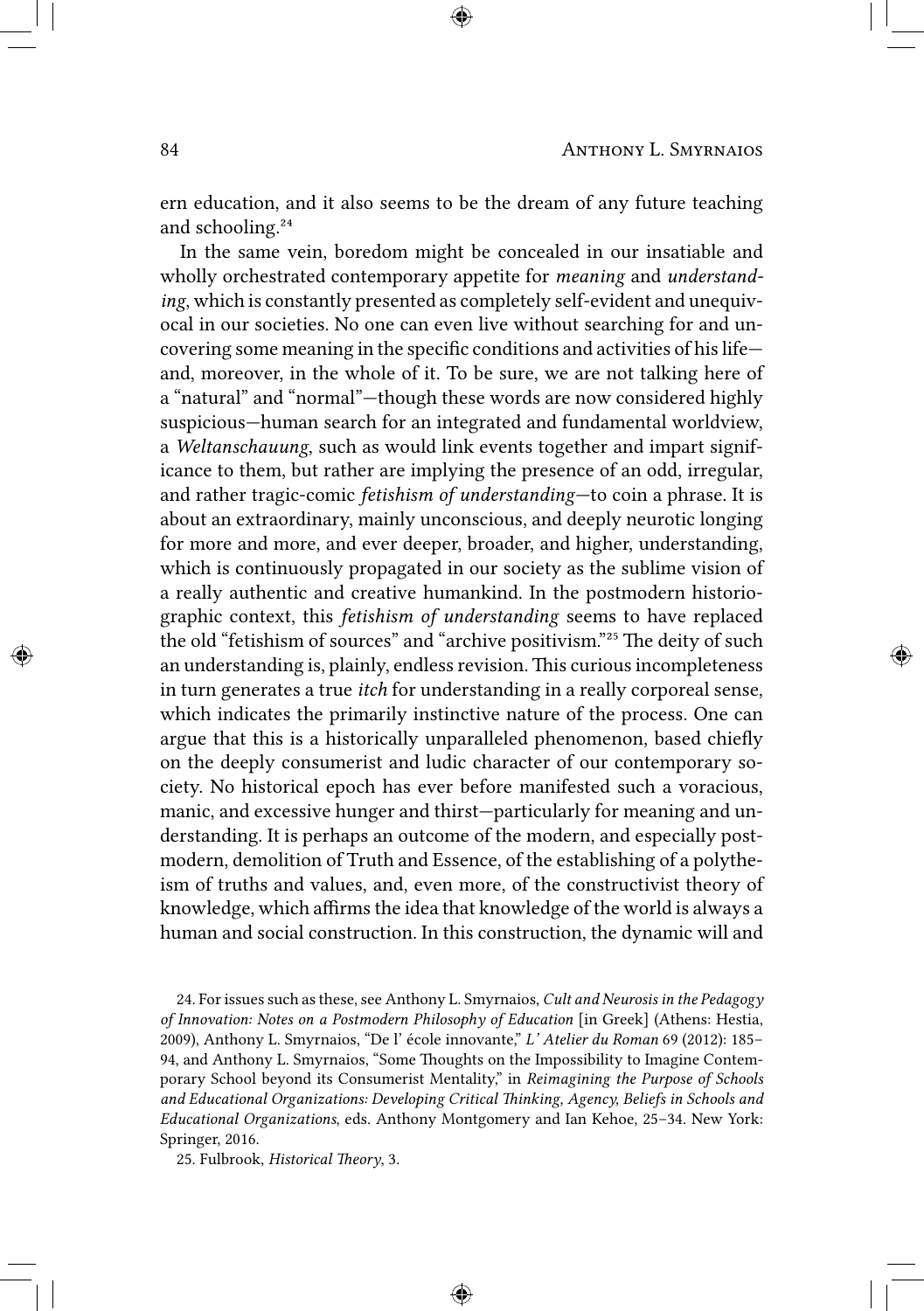ern education, and it also seems to be the dream of any future teaching and schooling.[24]

In the same vein, boredom might be concealed in our insatiable and wholly orchestrated contemporary appetite for *meaning* and *understanding*, which is constantly presented as completely self-evident and unequivocal in our societies. No one can even live without searching for and uncovering some meaning in the specific conditions and activities of his life—and, moreover, in the whole of it. To be sure, we are not talking here of a "natural" and "normal"—though these words are now considered highly suspicious—human search for an integrated and fundamental worldview, a *Weltanschauung*, such as would link events together and impart significance to them, but rather are implying the presence of an odd, irregular, and rather tragic-comic *fetishism of understanding*—to coin a phrase. It is about an extraordinary, mainly unconscious, and deeply neurotic longing for more and more, and ever deeper, broader, and higher, understanding, which is continuously propagated in our society as the sublime vision of a really authentic and creative humankind. In the postmodern historiographic context, this *fetishism of understanding* seems to have replaced the old "fetishism of sources" and "archive positivism."[25] The deity of such an understanding is, plainly, endless revision. This curious incompleteness in turn generates a true *itch* for understanding in a really corporeal sense, which indicates the primarily instinctive nature of the process. One can argue that this is a historically unparalleled phenomenon, based chiefly on the deeply consumerist and ludic character of our contemporary society. No historical epoch has ever before manifested such a voracious, manic, and excessive hunger and thirst—particularly for meaning and understanding. It is perhaps an outcome of the modern, and especially postmodern, demolition of Truth and Essence, of the establishing of a polytheism of truths and values, and, even more, of the constructivist theory of knowledge, which affirms the idea that knowledge of the world is always a human and social construction. In this construction, the dynamic will and

24. For issues such as these, see Anthony L. Smyrnaios, *Cult and Neurosis in the Pedagogy of Innovation: Notes on a Postmodern Philosophy of Education* [in Greek] (Athens: Hestia, 2009), Anthony L. Smyrnaios, "De l' école innovante," *L' Atelier du Roman* 69 (2012): 185–94, and Anthony L. Smyrnaios, "Some Thoughts on the Impossibility to Imagine Contemporary School beyond its Consumerist Mentality," in *Reimagining the Purpose of Schools and Educational Organizations: Developing Critical Thinking, Agency, Beliefs in Schools and Educational Organizations*, eds. Anthony Montgomery and Ian Kehoe, 25–34. New York: Springer, 2016.

25. Fulbrook, *Historical Theory*, 3.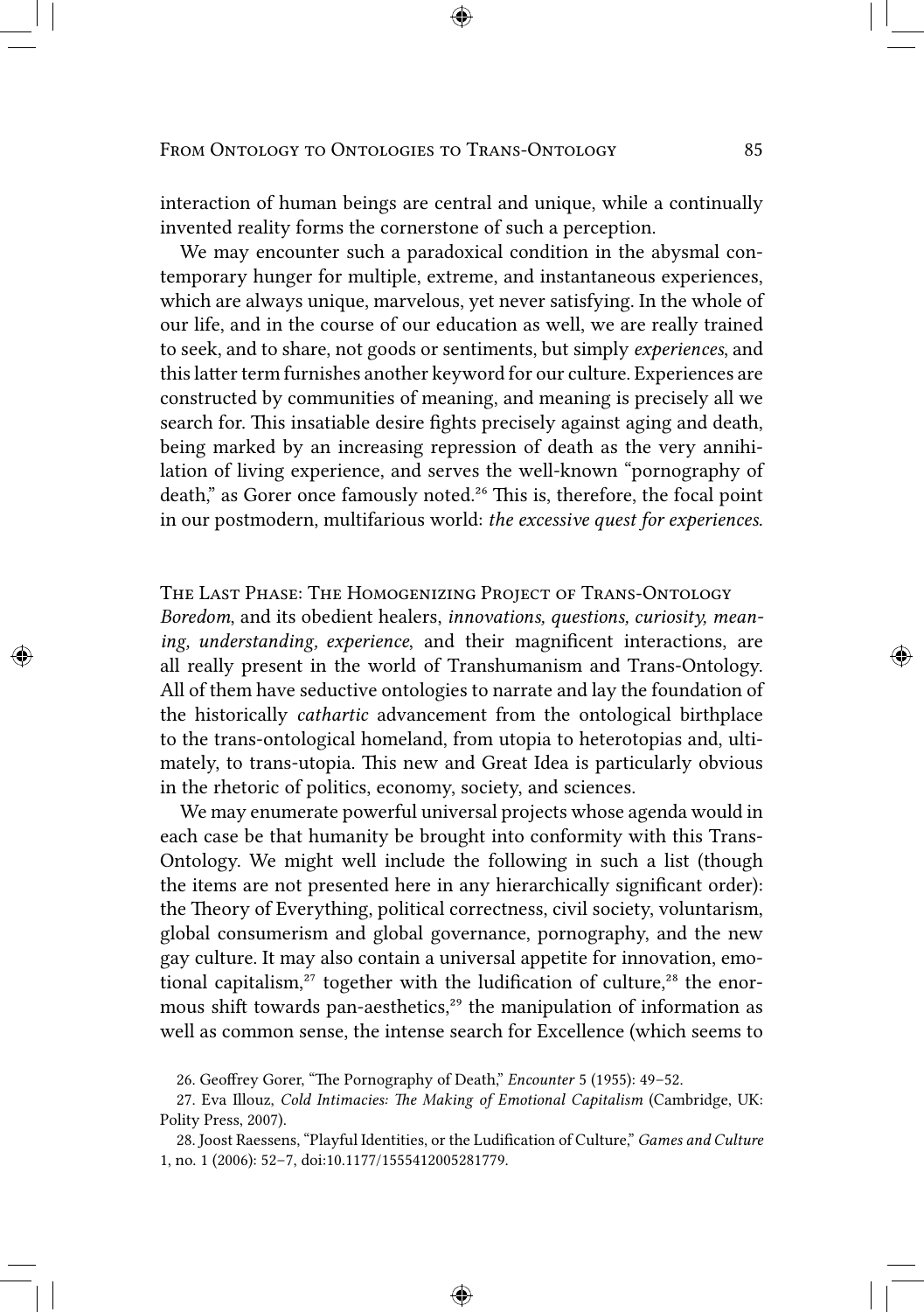interaction of human beings are central and unique, while a continually invented reality forms the cornerstone of such a perception.

We may encounter such a paradoxical condition in the abysmal contemporary hunger for multiple, extreme, and instantaneous experiences, which are always unique, marvelous, yet never satisfying. In the whole of our life, and in the course of our education as well, we are really trained to seek, and to share, not goods or sentiments, but simply *experiences*, and this latter term furnishes another keyword for our culture. Experiences are constructed by communities of meaning, and meaning is precisely all we search for. This insatiable desire fights precisely against aging and death, being marked by an increasing repression of death as the very annihilation of living experience, and serves the well-known "pornography of death," as Gorer once famously noted.[26] This is, therefore, the focal point in our postmodern, multifarious world: *the excessive quest for experiences.*

## The Last Phase: The Homogenizing Project of Trans-Ontology

*Boredom*, and its obedient healers, *innovations, questions, curiosity, meaning, understanding, experience,* and their magnificent interactions, are all really present in the world of Transhumanism and Trans-Ontology. All of them have seductive ontologies to narrate and lay the foundation of the historically *cathartic* advancement from the ontological birthplace to the trans-ontological homeland, from utopia to heterotopias and, ultimately, to trans-utopia. This new and Great Idea is particularly obvious in the rhetoric of politics, economy, society, and sciences.

We may enumerate powerful universal projects whose agenda would in each case be that humanity be brought into conformity with this Trans-Ontology. We might well include the following in such a list (though the items are not presented here in any hierarchically significant order): the Theory of Everything, political correctness, civil society, voluntarism, global consumerism and global governance, pornography, and the new gay culture. It may also contain a universal appetite for innovation, emotional capitalism,[27] together with the ludification of culture,[28] the enormous shift towards pan-aesthetics,[29] the manipulation of information as well as common sense, the intense search for Excellence (which seems to

26. Geoffrey Gorer, "The Pornography of Death," *Encounter* 5 (1955): 49–52.

27. Eva Illouz, *Cold Intimacies: The Making of Emotional Capitalism* (Cambridge, UK: Polity Press, 2007).

28. Joost Raessens, "Playful Identities, or the Ludification of Culture," *Games and Culture* 1, no. 1 (2006): 52–7, doi:10.1177/1555412005281779.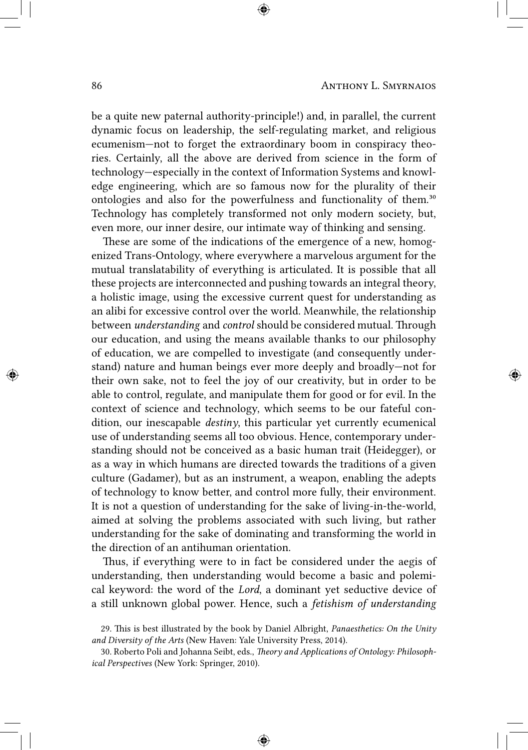be a quite new paternal authority-principle!) and, in parallel, the current dynamic focus on leadership, the self-regulating market, and religious ecumenism—not to forget the extraordinary boom in conspiracy theories. Certainly, all the above are derived from science in the form of technology—especially in the context of Information Systems and knowledge engineering, which are so famous now for the plurality of their ontologies and also for the powerfulness and functionality of them.[30] Technology has completely transformed not only modern society, but, even more, our inner desire, our intimate way of thinking and sensing.

These are some of the indications of the emergence of a new, homogenized Trans-Ontology, where everywhere a marvelous argument for the mutual translatability of everything is articulated. It is possible that all these projects are interconnected and pushing towards an integral theory, a holistic image, using the excessive current quest for understanding as an alibi for excessive control over the world. Meanwhile, the relationship between *understanding* and *control* should be considered mutual. Through our education, and using the means available thanks to our philosophy of education, we are compelled to investigate (and consequently understand) nature and human beings ever more deeply and broadly—not for their own sake, not to feel the joy of our creativity, but in order to be able to control, regulate, and manipulate them for good or for evil. In the context of science and technology, which seems to be our fateful condition, our inescapable *destiny*, this particular yet currently ecumenical use of understanding seems all too obvious. Hence, contemporary understanding should not be conceived as a basic human trait (Heidegger), or as a way in which humans are directed towards the traditions of a given culture (Gadamer), but as an instrument, a weapon, enabling the adepts of technology to know better, and control more fully, their environment. It is not a question of understanding for the sake of living-in-the-world, aimed at solving the problems associated with such living, but rather understanding for the sake of dominating and transforming the world in the direction of an antihuman orientation.

Thus, if everything were to in fact be considered under the aegis of understanding, then understanding would become a basic and polemical keyword: the word of the *Lord*, a dominant yet seductive device of a still unknown global power. Hence, such a *fetishism of understanding*

29. This is best illustrated by the book by Daniel Albright, *Panaesthetics: On the Unity and Diversity of the Arts* (New Haven: Yale University Press, 2014).

30. Roberto Poli and Johanna Seibt, eds., *Theory and Applications of Ontology: Philosophical Perspectives* (New York: Springer, 2010).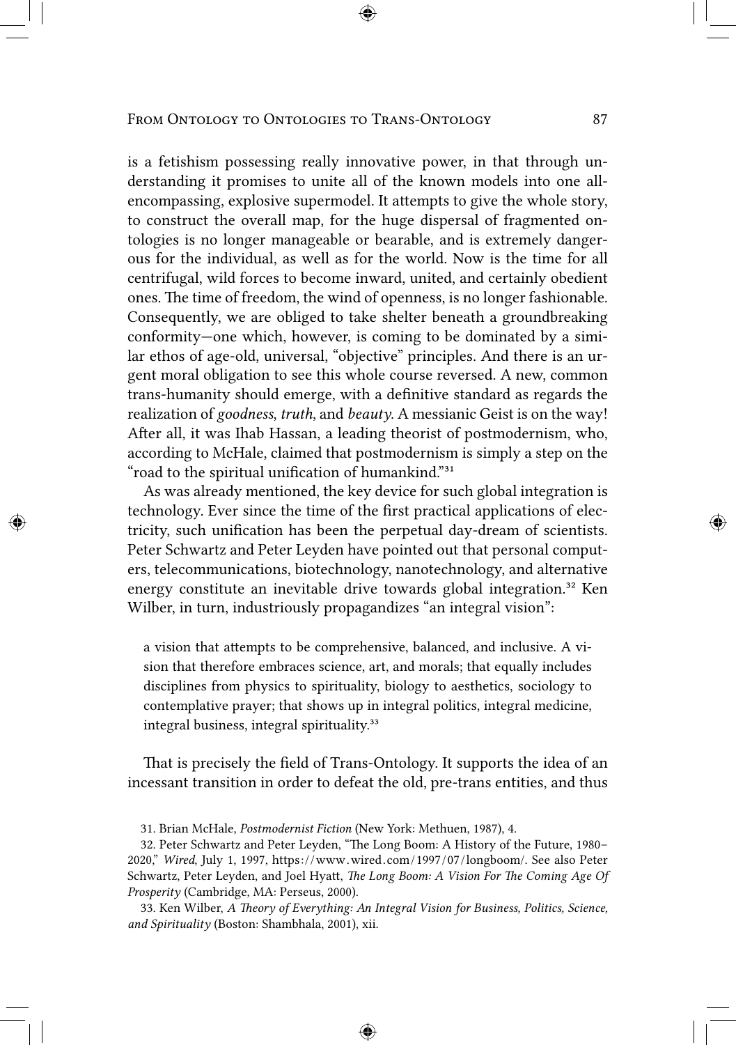is a fetishism possessing really innovative power, in that through understanding it promises to unite all of the known models into one all-encompassing, explosive supermodel. It attempts to give the whole story, to construct the overall map, for the huge dispersal of fragmented ontologies is no longer manageable or bearable, and is extremely dangerous for the individual, as well as for the world. Now is the time for all centrifugal, wild forces to become inward, united, and certainly obedient ones. The time of freedom, the wind of openness, is no longer fashionable. Consequently, we are obliged to take shelter beneath a groundbreaking conformity—one which, however, is coming to be dominated by a similar ethos of age-old, universal, "objective" principles. And there is an urgent moral obligation to see this whole course reversed. A new, common trans-humanity should emerge, with a definitive standard as regards the realization of *goodness*, *truth*, and *beauty*. A messianic Geist is on the way! After all, it was Ihab Hassan, a leading theorist of postmodernism, who, according to McHale, claimed that postmodernism is simply a step on the "road to the spiritual unification of humankind."[31]

As was already mentioned, the key device for such global integration is technology. Ever since the time of the first practical applications of electricity, such unification has been the perpetual day-dream of scientists. Peter Schwartz and Peter Leyden have pointed out that personal computers, telecommunications, biotechnology, nanotechnology, and alternative energy constitute an inevitable drive towards global integration.[32] Ken Wilber, in turn, industriously propagandizes "an integral vision":

> a vision that attempts to be comprehensive, balanced, and inclusive. A vision that therefore embraces science, art, and morals; that equally includes disciplines from physics to spirituality, biology to aesthetics, sociology to contemplative prayer; that shows up in integral politics, integral medicine, integral business, integral spirituality.[33]

That is precisely the field of Trans-Ontology. It supports the idea of an incessant transition in order to defeat the old, pre-trans entities, and thus

---

31. Brian McHale, *Postmodernist Fiction* (New York: Methuen, 1987), 4.

32. Peter Schwartz and Peter Leyden, "The Long Boom: A History of the Future, 1980–2020," *Wired*, July 1, 1997, https://www.wired.com/1997/07/longboom/. See also Peter Schwartz, Peter Leyden, and Joel Hyatt, *The Long Boom: A Vision For The Coming Age Of Prosperity* (Cambridge, MA: Perseus, 2000).

33. Ken Wilber, *A Theory of Everything: An Integral Vision for Business, Politics, Science, and Spirituality* (Boston: Shambhala, 2001), xii.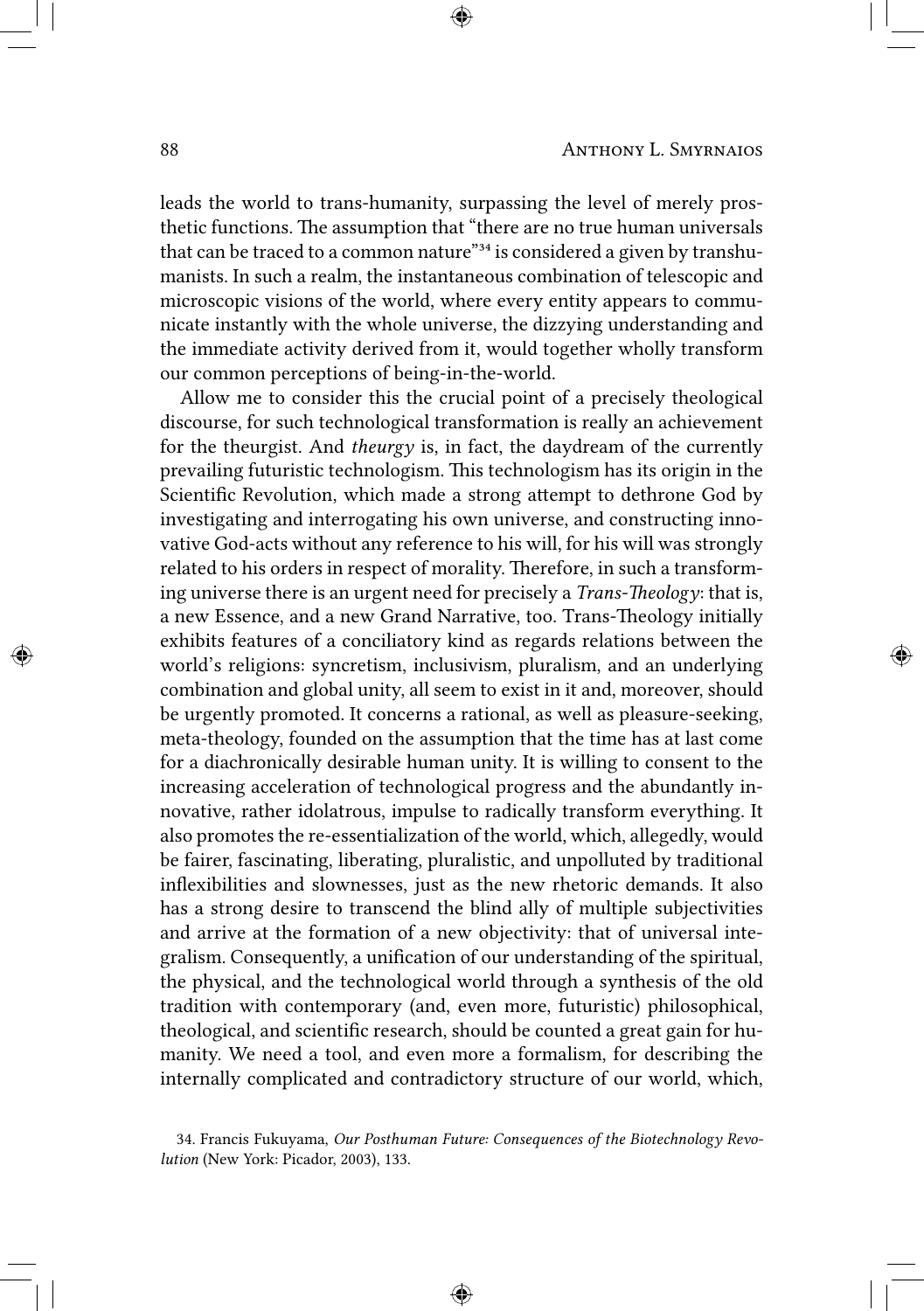leads the world to trans-humanity, surpassing the level of merely prosthetic functions. The assumption that "there are no true human universals that can be traced to a common nature"[34] is considered a given by transhumanists. In such a realm, the instantaneous combination of telescopic and microscopic visions of the world, where every entity appears to communicate instantly with the whole universe, the dizzying understanding and the immediate activity derived from it, would together wholly transform our common perceptions of being-in-the-world.

Allow me to consider this the crucial point of a precisely theological discourse, for such technological transformation is really an achievement for the theurgist. And *theurgy* is, in fact, the daydream of the currently prevailing futuristic technologism. This technologism has its origin in the Scientific Revolution, which made a strong attempt to dethrone God by investigating and interrogating his own universe, and constructing innovative God-acts without any reference to his will, for his will was strongly related to his orders in respect of morality. Therefore, in such a transforming universe there is an urgent need for precisely a *Trans-Theology*: that is, a new Essence, and a new Grand Narrative, too. Trans-Theology initially exhibits features of a conciliatory kind as regards relations between the world's religions: syncretism, inclusivism, pluralism, and an underlying combination and global unity, all seem to exist in it and, moreover, should be urgently promoted. It concerns a rational, as well as pleasure-seeking, meta-theology, founded on the assumption that the time has at last come for a diachronically desirable human unity. It is willing to consent to the increasing acceleration of technological progress and the abundantly innovative, rather idolatrous, impulse to radically transform everything. It also promotes the re-essentialization of the world, which, allegedly, would be fairer, fascinating, liberating, pluralistic, and unpolluted by traditional inflexibilities and slownesses, just as the new rhetoric demands. It also has a strong desire to transcend the blind ally of multiple subjectivities and arrive at the formation of a new objectivity: that of universal integralism. Consequently, a unification of our understanding of the spiritual, the physical, and the technological world through a synthesis of the old tradition with contemporary (and, even more, futuristic) philosophical, theological, and scientific research, should be counted a great gain for humanity. We need a tool, and even more a formalism, for describing the internally complicated and contradictory structure of our world, which,

34. Francis Fukuyama, *Our Posthuman Future: Consequences of the Biotechnology Revolution* (New York: Picador, 2003), 133.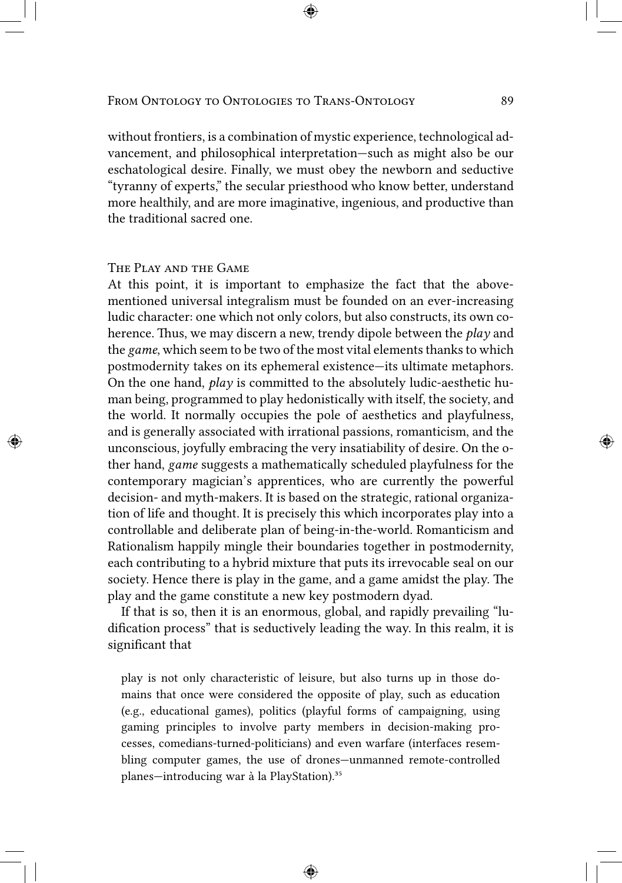without frontiers, is a combination of mystic experience, technological advancement, and philosophical interpretation—such as might also be our eschatological desire. Finally, we must obey the newborn and seductive "tyranny of experts," the secular priesthood who know better, understand more healthily, and are more imaginative, ingenious, and productive than the traditional sacred one.

## The Play and the Game

At this point, it is important to emphasize the fact that the abovementioned universal integralism must be founded on an ever-increasing ludic character: one which not only colors, but also constructs, its own coherence. Thus, we may discern a new, trendy dipole between the *play* and the *game*, which seem to be two of the most vital elements thanks to which postmodernity takes on its ephemeral existence—its ultimate metaphors. On the one hand, *play* is committed to the absolutely ludic-aesthetic human being, programmed to play hedonistically with itself, the society, and the world. It normally occupies the pole of aesthetics and playfulness, and is generally associated with irrational passions, romanticism, and the unconscious, joyfully embracing the very insatiability of desire. On the other hand, *game* suggests a mathematically scheduled playfulness for the contemporary magician's apprentices, who are currently the powerful decision- and myth-makers. It is based on the strategic, rational organization of life and thought. It is precisely this which incorporates play into a controllable and deliberate plan of being-in-the-world. Romanticism and Rationalism happily mingle their boundaries together in postmodernity, each contributing to a hybrid mixture that puts its irrevocable seal on our society. Hence there is play in the game, and a game amidst the play. The play and the game constitute a new key postmodern dyad.

If that is so, then it is an enormous, global, and rapidly prevailing "ludification process" that is seductively leading the way. In this realm, it is significant that

> play is not only characteristic of leisure, but also turns up in those domains that once were considered the opposite of play, such as education (e.g., educational games), politics (playful forms of campaigning, using gaming principles to involve party members in decision-making processes, comedians-turned-politicians) and even warfare (interfaces resembling computer games, the use of drones—unmanned remote-controlled planes—introducing war à la PlayStation).[35]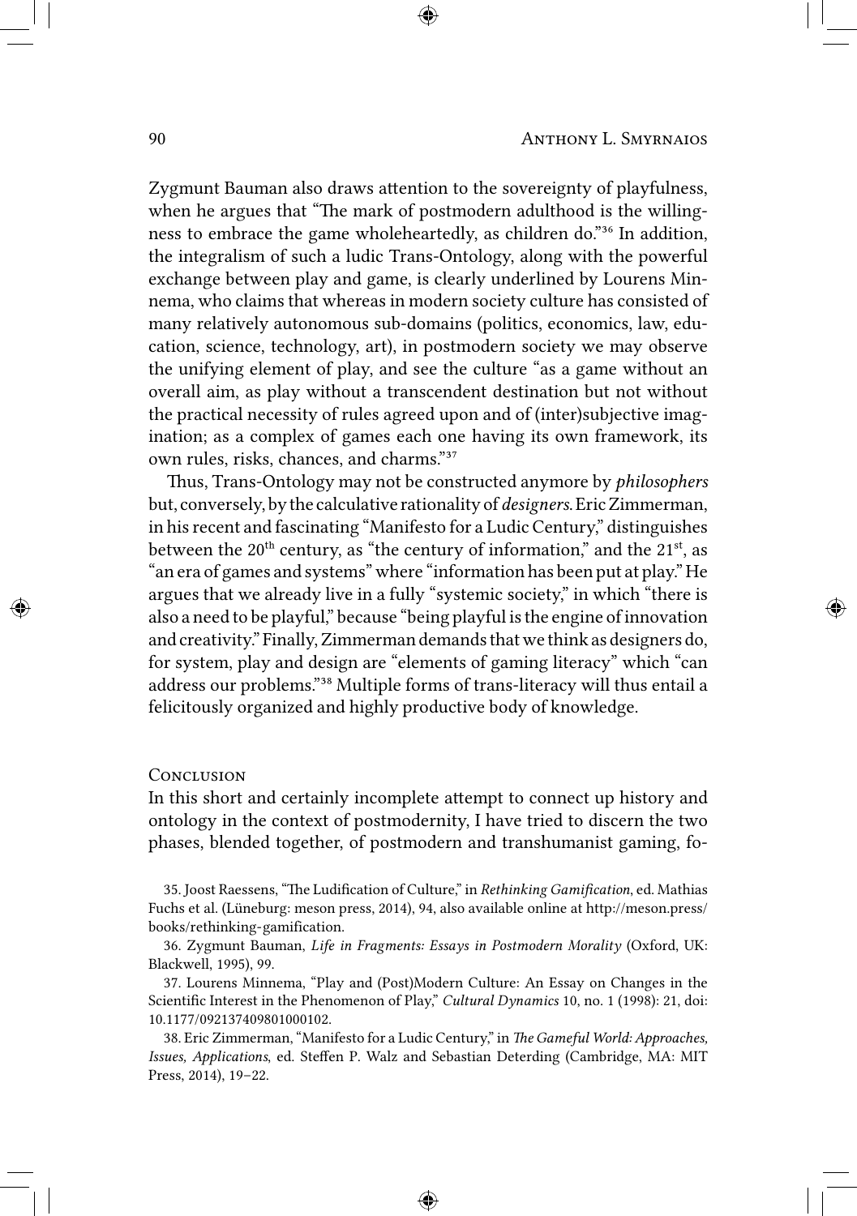Zygmunt Bauman also draws attention to the sovereignty of playfulness, when he argues that "The mark of postmodern adulthood is the willingness to embrace the game wholeheartedly, as children do."[36] In addition, the integralism of such a ludic Trans-Ontology, along with the powerful exchange between play and game, is clearly underlined by Lourens Minnema, who claims that whereas in modern society culture has consisted of many relatively autonomous sub-domains (politics, economics, law, education, science, technology, art), in postmodern society we may observe the unifying element of play, and see the culture "as a game without an overall aim, as play without a transcendent destination but not without the practical necessity of rules agreed upon and of (inter)subjective imagination; as a complex of games each one having its own framework, its own rules, risks, chances, and charms."[37]

Thus, Trans-Ontology may not be constructed anymore by *philosophers* but, conversely, by the calculative rationality of *designers*. Eric Zimmerman, in his recent and fascinating "Manifesto for a Ludic Century," distinguishes between the 20th century, as "the century of information," and the 21st, as "an era of games and systems" where "information has been put at play." He argues that we already live in a fully "systemic society," in which "there is also a need to be playful," because "being playful is the engine of innovation and creativity." Finally, Zimmerman demands that we think as designers do, for system, play and design are "elements of gaming literacy" which "can address our problems."[38] Multiple forms of trans-literacy will thus entail a felicitously organized and highly productive body of knowledge.

## Conclusion

In this short and certainly incomplete attempt to connect up history and ontology in the context of postmodernity, I have tried to discern the two phases, blended together, of postmodern and transhumanist gaming, fo-

35. Joost Raessens, "The Ludification of Culture," in *Rethinking Gamification*, ed. Mathias Fuchs et al. (Lüneburg: meson press, 2014), 94, also available online at http://meson.press/books/rethinking-gamification.

36. Zygmunt Bauman, *Life in Fragments: Essays in Postmodern Morality* (Oxford, UK: Blackwell, 1995), 99.

37. Lourens Minnema, "Play and (Post)Modern Culture: An Essay on Changes in the Scientific Interest in the Phenomenon of Play," *Cultural Dynamics* 10, no. 1 (1998): 21, doi: 10.1177/092137409801000102.

38. Eric Zimmerman, "Manifesto for a Ludic Century," in *The Gameful World: Approaches, Issues, Applications*, ed. Steffen P. Walz and Sebastian Deterding (Cambridge, MA: MIT Press, 2014), 19–22.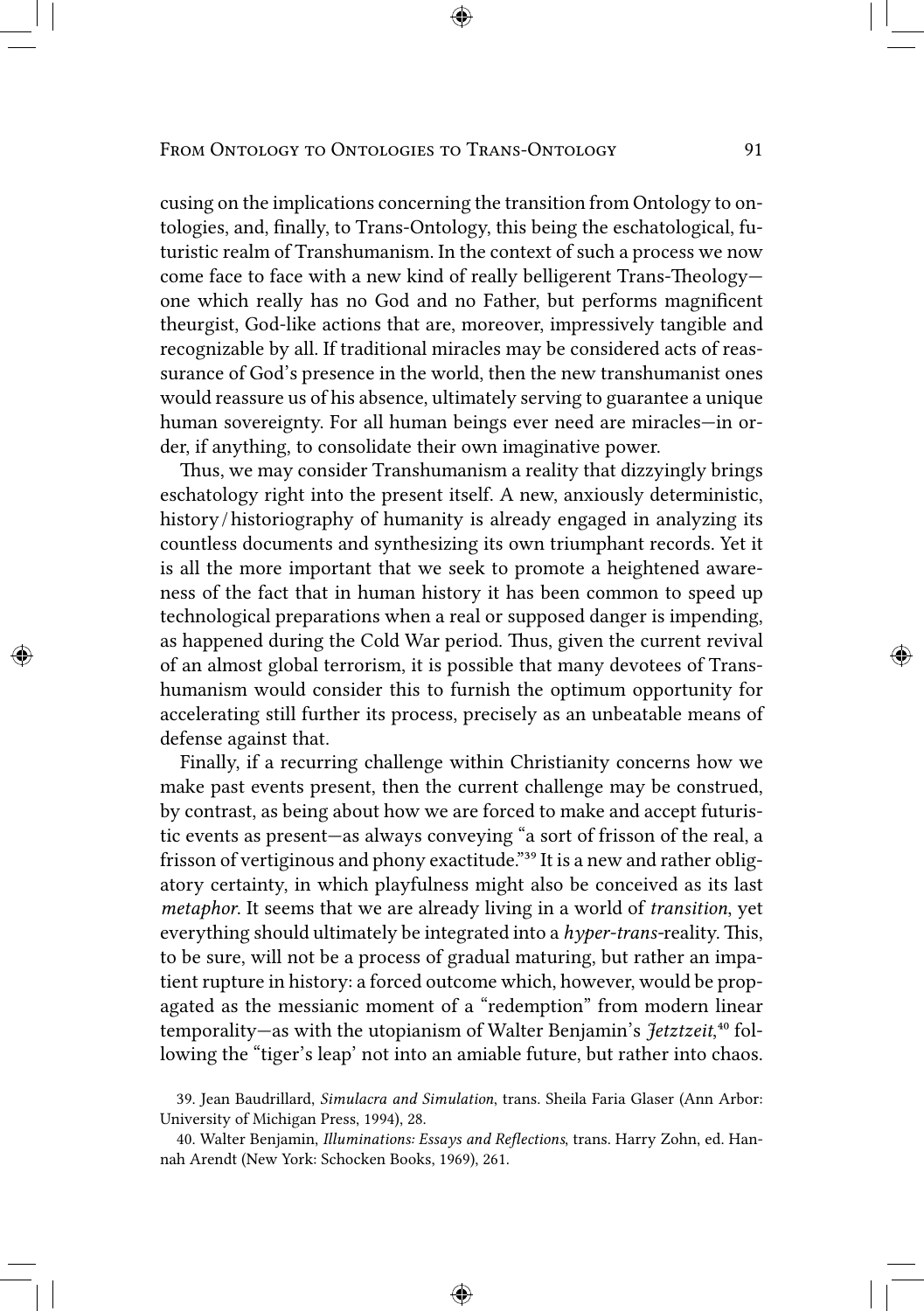cusing on the implications concerning the transition from Ontology to ontologies, and, finally, to Trans-Ontology, this being the eschatological, futuristic realm of Transhumanism. In the context of such a process we now come face to face with a new kind of really belligerent Trans-Theology—one which really has no God and no Father, but performs magnificent theurgist, God-like actions that are, moreover, impressively tangible and recognizable by all. If traditional miracles may be considered acts of reassurance of God's presence in the world, then the new transhumanist ones would reassure us of his absence, ultimately serving to guarantee a unique human sovereignty. For all human beings ever need are miracles—in order, if anything, to consolidate their own imaginative power.

Thus, we may consider Transhumanism a reality that dizzyingly brings eschatology right into the present itself. A new, anxiously deterministic, history/historiography of humanity is already engaged in analyzing its countless documents and synthesizing its own triumphant records. Yet it is all the more important that we seek to promote a heightened awareness of the fact that in human history it has been common to speed up technological preparations when a real or supposed danger is impending, as happened during the Cold War period. Thus, given the current revival of an almost global terrorism, it is possible that many devotees of Transhumanism would consider this to furnish the optimum opportunity for accelerating still further its process, precisely as an unbeatable means of defense against that.

Finally, if a recurring challenge within Christianity concerns how we make past events present, then the current challenge may be construed, by contrast, as being about how we are forced to make and accept futuristic events as present—as always conveying "a sort of frisson of the real, a frisson of vertiginous and phony exactitude."[39] It is a new and rather obligatory certainty, in which playfulness might also be conceived as its last *metaphor*. It seems that we are already living in a world of *transition*, yet everything should ultimately be integrated into a *hyper-trans*-reality. This, to be sure, will not be a process of gradual maturing, but rather an impatient rupture in history: a forced outcome which, however, would be propagated as the messianic moment of a "redemption" from modern linear temporality—as with the utopianism of Walter Benjamin's *Jetztzeit*,[40] following the "tiger's leap' not into an amiable future, but rather into chaos.

39. Jean Baudrillard, *Simulacra and Simulation*, trans. Sheila Faria Glaser (Ann Arbor: University of Michigan Press, 1994), 28.

40. Walter Benjamin, *Illuminations: Essays and Reflections*, trans. Harry Zohn, ed. Hannah Arendt (New York: Schocken Books, 1969), 261.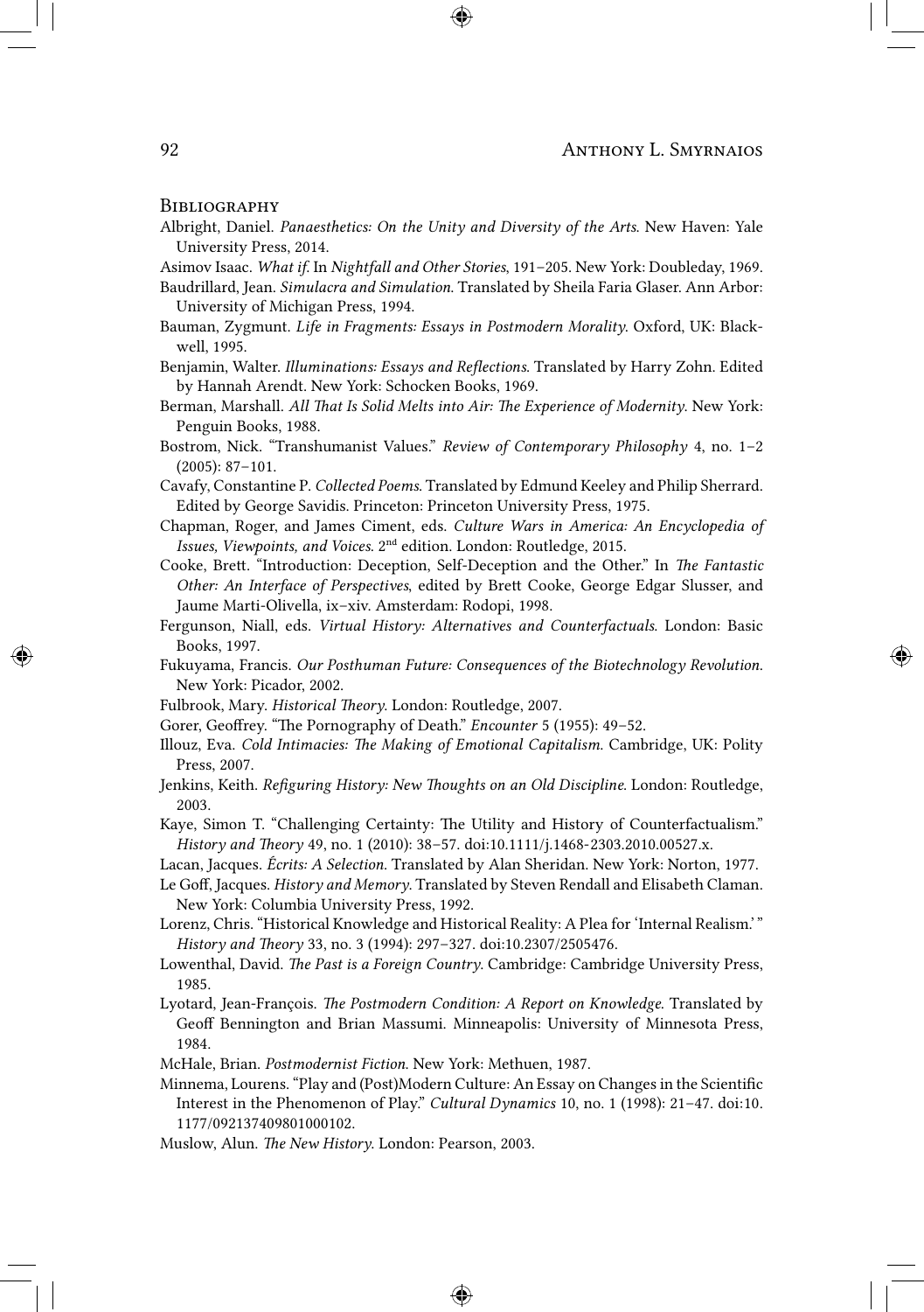## Bibliography

Albright, Daniel. *Panaesthetics: On the Unity and Diversity of the Arts*. New Haven: Yale University Press, 2014.

Asimov Isaac. *What if*. In *Nightfall and Other Stories*, 191–205. New York: Doubleday, 1969.

Baudrillard, Jean. *Simulacra and Simulation*. Translated by Sheila Faria Glaser. Ann Arbor: University of Michigan Press, 1994.

Bauman, Zygmunt. *Life in Fragments: Essays in Postmodern Morality*. Oxford, UK: Blackwell, 1995.

Benjamin, Walter. *Illuminations: Essays and Reflections*. Translated by Harry Zohn. Edited by Hannah Arendt. New York: Schocken Books, 1969.

Berman, Marshall. *All That Is Solid Melts into Air: The Experience of Modernity*. New York: Penguin Books, 1988.

Bostrom, Nick. "Transhumanist Values." *Review of Contemporary Philosophy* 4, no. 1–2 (2005): 87–101.

Cavafy, Constantine P. *Collected Poems*. Translated by Edmund Keeley and Philip Sherrard. Edited by George Savidis. Princeton: Princeton University Press, 1975.

Chapman, Roger, and James Ciment, eds. *Culture Wars in America: An Encyclopedia of Issues, Viewpoints, and Voices*. 2nd edition. London: Routledge, 2015.

Cooke, Brett. "Introduction: Deception, Self-Deception and the Other." In *The Fantastic Other: An Interface of Perspectives*, edited by Brett Cooke, George Edgar Slusser, and Jaume Marti-Olivella, ix–xiv. Amsterdam: Rodopi, 1998.

Fergunson, Niall, eds. *Virtual History: Alternatives and Counterfactuals*. London: Basic Books, 1997.

Fukuyama, Francis. *Our Posthuman Future: Consequences of the Biotechnology Revolution*. New York: Picador, 2002.

Fulbrook, Mary. *Historical Theory*. London: Routledge, 2007.

Gorer, Geoffrey. "The Pornography of Death." *Encounter* 5 (1955): 49–52.

Illouz, Eva. *Cold Intimacies: The Making of Emotional Capitalism*. Cambridge, UK: Polity Press, 2007.

Jenkins, Keith. *Refiguring History: New Thoughts on an Old Discipline*. London: Routledge, 2003.

Kaye, Simon T. "Challenging Certainty: The Utility and History of Counterfactualism." *History and Theory* 49, no. 1 (2010): 38–57. doi:10.1111/j.1468-2303.2010.00527.x.

Lacan, Jacques. *Écrits: A Selection*. Translated by Alan Sheridan. New York: Norton, 1977.

Le Goff, Jacques. *History and Memory*. Translated by Steven Rendall and Elisabeth Claman. New York: Columbia University Press, 1992.

Lorenz, Chris. "Historical Knowledge and Historical Reality: A Plea for 'Internal Realism.' " *History and Theory* 33, no. 3 (1994): 297–327. doi:10.2307/2505476.

Lowenthal, David. *The Past is a Foreign Country*. Cambridge: Cambridge University Press, 1985.

Lyotard, Jean-François. *The Postmodern Condition: A Report on Knowledge*. Translated by Geoff Bennington and Brian Massumi. Minneapolis: University of Minnesota Press, 1984.

McHale, Brian. *Postmodernist Fiction*. New York: Methuen, 1987.

Minnema, Lourens. "Play and (Post)Modern Culture: An Essay on Changes in the Scientific Interest in the Phenomenon of Play." *Cultural Dynamics* 10, no. 1 (1998): 21–47. doi:10.1177/092137409801000102.

Muslow, Alun. *The New History*. London: Pearson, 2003.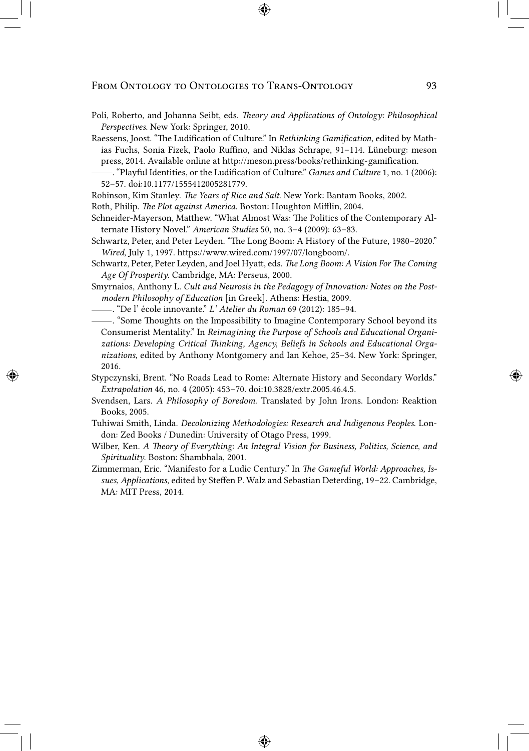Poli, Roberto, and Johanna Seibt, eds. *Theory and Applications of Ontology: Philosophical Perspectives*. New York: Springer, 2010.

Raessens, Joost. "The Ludification of Culture." In *Rethinking Gamification*, edited by Mathias Fuchs, Sonia Fizek, Paolo Ruffino, and Niklas Schrape, 91–114. Lüneburg: meson press, 2014. Available online at http://meson.press/books/rethinking-gamification.

———. "Playful Identities, or the Ludification of Culture." *Games and Culture* 1, no. 1 (2006): 52–57. doi:10.1177/1555412005281779.

Robinson, Kim Stanley. *The Years of Rice and Salt*. New York: Bantam Books, 2002.

Roth, Philip. *The Plot against America*. Boston: Houghton Mifflin, 2004.

Schneider-Mayerson, Matthew. "What Almost Was: The Politics of the Contemporary Alternate History Novel." *American Studies* 50, no. 3–4 (2009): 63–83.

Schwartz, Peter, and Peter Leyden. "The Long Boom: A History of the Future, 1980–2020." *Wired*, July 1, 1997. https://www.wired.com/1997/07/longboom/.

Schwartz, Peter, Peter Leyden, and Joel Hyatt, eds. *The Long Boom: A Vision For The Coming Age Of Prosperity*. Cambridge, MA: Perseus, 2000.

Smyrnaios, Anthony L. *Cult and Neurosis in the Pedagogy of Innovation: Notes on the Postmodern Philosophy of Education* [in Greek]. Athens: Hestia, 2009.

———. "De l' école innovante." *L' Atelier du Roman* 69 (2012): 185–94.

———. "Some Thoughts on the Impossibility to Imagine Contemporary School beyond its Consumerist Mentality." In *Reimagining the Purpose of Schools and Educational Organizations: Developing Critical Thinking, Agency, Beliefs in Schools and Educational Organizations*, edited by Anthony Montgomery and Ian Kehoe, 25–34. New York: Springer, 2016.

Stypczynski, Brent. "No Roads Lead to Rome: Alternate History and Secondary Worlds." *Extrapolation* 46, no. 4 (2005): 453–70. doi:10.3828/extr.2005.46.4.5.

Svendsen, Lars. *A Philosophy of Boredom*. Translated by John Irons. London: Reaktion Books, 2005.

Tuhiwai Smith, Linda. *Decolonizing Methodologies: Research and Indigenous Peoples*. London: Zed Books / Dunedin: University of Otago Press, 1999.

Wilber, Ken. *A Theory of Everything: An Integral Vision for Business, Politics, Science, and Spirituality*. Boston: Shambhala, 2001.

Zimmerman, Eric. "Manifesto for a Ludic Century." In *The Gameful World: Approaches, Issues, Applications*, edited by Steffen P. Walz and Sebastian Deterding, 19–22. Cambridge, MA: MIT Press, 2014.